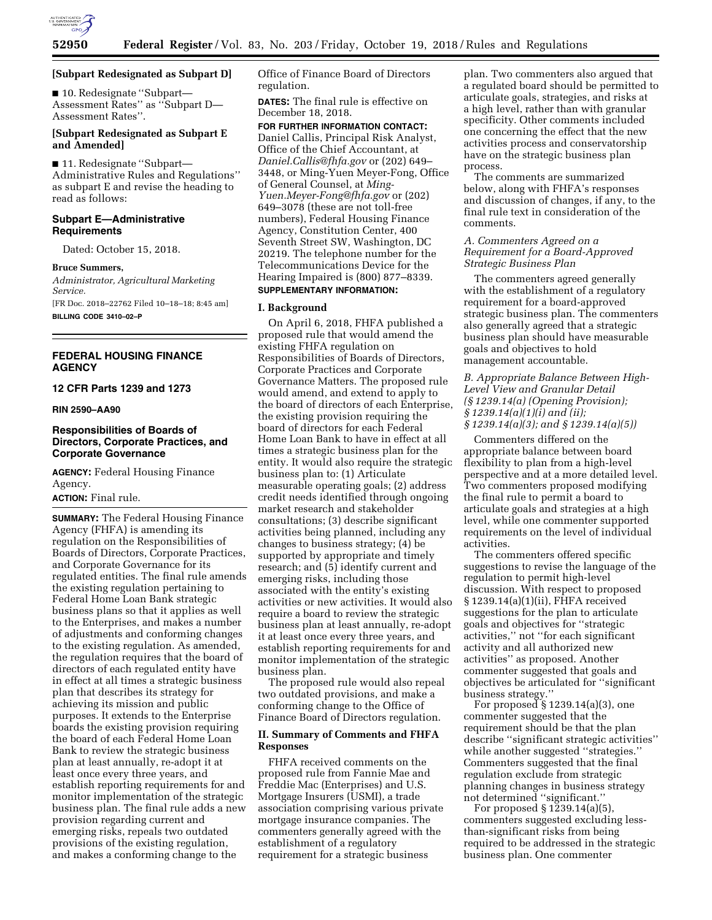**[Subpart Redesignated as Subpart D]**

■ 10. Redesignate "Subpart—Assessment Rates" as "Subpart D—Assessment Rates".

**[Subpart Redesignated as Subpart E and Amended]**

■ 11. Redesignate "Subpart—Administrative Rules and Regulations" as subpart E and revise the heading to read as follows:

### Subpart E—Administrative Requirements

Dated: October 15, 2018.

**Bruce Summers,**

*Administrator, Agricultural Marketing Service.*

[FR Doc. 2018–22762 Filed 10–18–18; 8:45 am]

**BILLING CODE 3410–02–P**

---

## FEDERAL HOUSING FINANCE AGENCY

### 12 CFR Parts 1239 and 1273

**RIN 2590–AA90**

## Responsibilities of Boards of Directors, Corporate Practices, and Corporate Governance

**AGENCY:** Federal Housing Finance Agency.

**ACTION:** Final rule.

**SUMMARY:** The Federal Housing Finance Agency (FHFA) is amending its regulation on the Responsibilities of Boards of Directors, Corporate Practices, and Corporate Governance for its regulated entities. The final rule amends the existing regulation pertaining to Federal Home Loan Bank strategic business plans so that it applies as well to the Enterprises, and makes a number of adjustments and conforming changes to the existing regulation. As amended, the regulation requires that the board of directors of each regulated entity have in effect at all times a strategic business plan that describes its strategy for achieving its mission and public purposes. It extends to the Enterprise boards the existing provision requiring the board of each Federal Home Loan Bank to review the strategic business plan at least annually, re-adopt it at least once every three years, and establish reporting requirements for and monitor implementation of the strategic business plan. The final rule adds a new provision regarding current and emerging risks, repeals two outdated provisions of the existing regulation, and makes a conforming change to the Office of Finance Board of Directors regulation.

**DATES:** The final rule is effective on December 18, 2018.

**FOR FURTHER INFORMATION CONTACT:** Daniel Callis, Principal Risk Analyst, Office of the Chief Accountant, at *Daniel.Callis@fhfa.gov* or (202) 649–3448, or Ming-Yuen Meyer-Fong, Office of General Counsel, at *Ming-Yuen.Meyer-Fong@fhfa.gov* or (202) 649–3078 (these are not toll-free numbers), Federal Housing Finance Agency, Constitution Center, 400 Seventh Street SW, Washington, DC 20219. The telephone number for the Telecommunications Device for the Hearing Impaired is (800) 877–8339.

**SUPPLEMENTARY INFORMATION:**

### I. Background

On April 6, 2018, FHFA published a proposed rule that would amend the existing FHFA regulation on Responsibilities of Boards of Directors, Corporate Practices and Corporate Governance Matters. The proposed rule would amend, and extend to apply to the board of directors of each Enterprise, the existing provision requiring the board of directors for each Federal Home Loan Bank to have in effect at all times a strategic business plan for the entity. It would also require the strategic business plan to: (1) Articulate measurable operating goals; (2) address credit needs identified through ongoing market research and stakeholder consultations; (3) describe significant activities being planned, including any changes to business strategy; (4) be supported by appropriate and timely research; and (5) identify current and emerging risks, including those associated with the entity's existing activities or new activities. It would also require a board to review the strategic business plan at least annually, re-adopt it at least once every three years, and establish reporting requirements for and monitor implementation of the strategic business plan.

The proposed rule would also repeal two outdated provisions, and make a conforming change to the Office of Finance Board of Directors regulation.

### II. Summary of Comments and FHFA Responses

FHFA received comments on the proposed rule from Fannie Mae and Freddie Mac (Enterprises) and U.S. Mortgage Insurers (USMI), a trade association comprising various private mortgage insurance companies. The commenters generally agreed with the establishment of a regulatory requirement for a strategic business plan. Two commenters also argued that a regulated board should be permitted to articulate goals, strategies, and risks at a high level, rather than with granular specificity. Other comments included one concerning the effect that the new activities process and conservatorship have on the strategic business plan process.

The comments are summarized below, along with FHFA's responses and discussion of changes, if any, to the final rule text in consideration of the comments.

#### *A. Commenters Agreed on a Requirement for a Board-Approved Strategic Business Plan*

The commenters agreed generally with the establishment of a regulatory requirement for a board-approved strategic business plan. The commenters also generally agreed that a strategic business plan should have measurable goals and objectives to hold management accountable.

#### *B. Appropriate Balance Between High-Level View and Granular Detail (§ 1239.14(a) (Opening Provision); § 1239.14(a)(1)(i) and (ii); § 1239.14(a)(3); and § 1239.14(a)(5))*

Commenters differed on the appropriate balance between board flexibility to plan from a high-level perspective and at a more detailed level. Two commenters proposed modifying the final rule to permit a board to articulate goals and strategies at a high level, while one commenter supported requirements on the level of individual activities.

The commenters offered specific suggestions to revise the language of the regulation to permit high-level discussion. With respect to proposed § 1239.14(a)(1)(ii), FHFA received suggestions for the plan to articulate goals and objectives for "strategic activities," not "for each significant activity and all authorized new activities" as proposed. Another commenter suggested that goals and objectives be articulated for "significant business strategy."

For proposed § 1239.14(a)(3), one commenter suggested that the requirement should be that the plan describe "significant strategic activities" while another suggested "strategies." Commenters suggested that the final regulation exclude from strategic planning changes in business strategy not determined "significant."

For proposed § 1239.14(a)(5), commenters suggested excluding less-than-significant risks from being required to be addressed in the strategic business plan. One commenter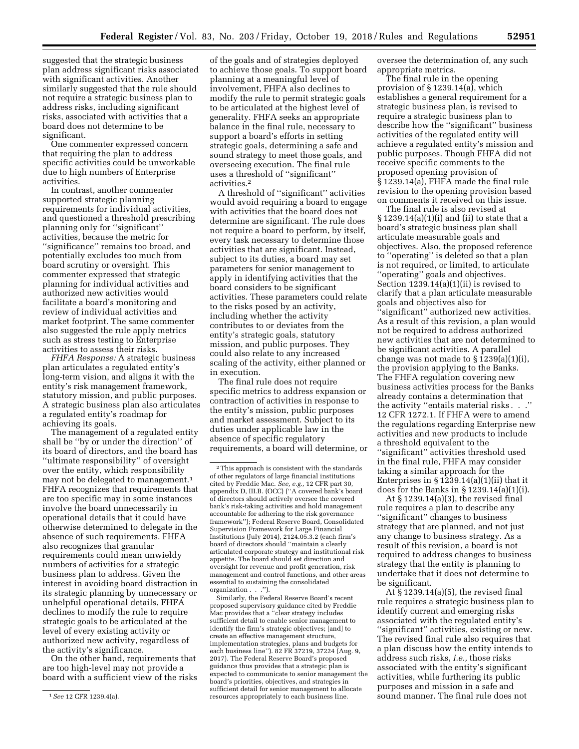suggested that the strategic business plan address significant risks associated with significant activities. Another similarly suggested that the rule should not require a strategic business plan to address risks, including significant risks, associated with activities that a board does not determine to be significant.

One commenter expressed concern that requiring the plan to address specific activities could be unworkable due to high numbers of Enterprise activities.

In contrast, another commenter supported strategic planning requirements for individual activities, and questioned a threshold prescribing planning only for ''significant'' activities, because the metric for ''significance'' remains too broad, and potentially excludes too much from board scrutiny or oversight. This commenter expressed that strategic planning for individual activities and authorized new activities would facilitate a board's monitoring and review of individual activities and market footprint. The same commenter also suggested the rule apply metrics such as stress testing to Enterprise activities to assess their risks.

*FHFA Response:* A strategic business plan articulates a regulated entity's long-term vision, and aligns it with the entity's risk management framework, statutory mission, and public purposes. A strategic business plan also articulates a regulated entity's roadmap for achieving its goals.

The management of a regulated entity shall be ''by or under the direction'' of its board of directors, and the board has ''ultimate responsibility'' of oversight over the entity, which responsibility may not be delegated to management.[1] FHFA recognizes that requirements that are too specific may in some instances involve the board unnecessarily in operational details that it could have otherwise determined to delegate in the absence of such requirements. FHFA also recognizes that granular requirements could mean unwieldy numbers of activities for a strategic business plan to address. Given the interest in avoiding board distraction in its strategic planning by unnecessary or unhelpful operational details, FHFA declines to modify the rule to require strategic goals to be articulated at the level of every existing activity or authorized new activity, regardless of the activity's significance.

On the other hand, requirements that are too high-level may not provide a board with a sufficient view of the risks of the goals and of strategies deployed to achieve those goals. To support board planning at a meaningful level of involvement, FHFA also declines to modify the rule to permit strategic goals to be articulated at the highest level of generality. FHFA seeks an appropriate balance in the final rule, necessary to support a board's efforts in setting strategic goals, determining a safe and sound strategy to meet those goals, and overseeing execution. The final rule uses a threshold of ''significant'' activities.[2]

A threshold of ''significant'' activities would avoid requiring a board to engage with activities that the board does not determine are significant. The rule does not require a board to perform, by itself, every task necessary to determine those activities that are significant. Instead, subject to its duties, a board may set parameters for senior management to apply in identifying activities that the board considers to be significant activities. These parameters could relate to the risks posed by an activity, including whether the activity contributes to or deviates from the entity's strategic goals, statutory mission, and public purposes. They could also relate to any increased scaling of the activity, either planned or in execution.

The final rule does not require specific metrics to address expansion or contraction of activities in response to the entity's mission, public purposes and market assessment. Subject to its duties under applicable law in the absence of specific regulatory requirements, a board will determine, or oversee the determination of, any such appropriate metrics.

The final rule in the opening provision of § 1239.14(a), which establishes a general requirement for a strategic business plan, is revised to require a strategic business plan to describe how the ''significant'' business activities of the regulated entity will achieve a regulated entity's mission and public purposes. Though FHFA did not receive specific comments to the proposed opening provision of § 1239.14(a), FHFA made the final rule revision to the opening provision based on comments it received on this issue.

The final rule is also revised at § 1239.14(a)(1)(i) and (ii) to state that a board's strategic business plan shall articulate measurable goals and objectives. Also, the proposed reference to ''operating'' is deleted so that a plan is not required, or limited, to articulate ''operating'' goals and objectives. Section 1239.14(a)(1)(ii) is revised to clarify that a plan articulate measurable goals and objectives also for ''significant'' authorized new activities. As a result of this revision, a plan would not be required to address authorized new activities that are not determined to be significant activities. A parallel change was not made to § 1239(a)(1)(i), the provision applying to the Banks. The FHFA regulation covering new business activities process for the Banks already contains a determination that the activity ''entails material risks . . .'' 12 CFR 1272.1. If FHFA were to amend the regulations regarding Enterprise new activities and new products to include a threshold equivalent to the ''significant'' activities threshold used in the final rule, FHFA may consider taking a similar approach for the Enterprises in § 1239.14(a)(1)(ii) that it does for the Banks in § 1239.14(a)(1)(i).

At § 1239.14(a)(3), the revised final rule requires a plan to describe any ''significant'' changes to business strategy that are planned, and not just any change to business strategy. As a result of this revision, a board is not required to address changes to business strategy that the entity is planning to undertake that it does not determine to be significant.

At § 1239.14(a)(5), the revised final rule requires a strategic business plan to identify current and emerging risks associated with the regulated entity's ''significant'' activities, existing or new. The revised final rule also requires that a plan discuss how the entity intends to address such risks, *i.e.,* those risks associated with the entity's significant activities, while furthering its public purposes and mission in a safe and sound manner. The final rule does not

---

[1] *See* 12 CFR 1239.4(a).

[2] This approach is consistent with the standards of other regulators of large financial institutions cited by Freddie Mac. *See, e.g.,* 12 CFR part 30, appendix D, III.B. (OCC) (''A covered bank's board of directors should actively oversee the covered bank's risk-taking activities and hold management accountable for adhering to the risk governance framework''); Federal Reserve Board, Consolidated Supervision Framework for Large Financial Institutions (July 2014), 2124.05.3.2 (each firm's board of directors should ''maintain a clearly articulated corporate strategy and institutional risk appetite. The board should set direction and oversight for revenue and profit generation, risk management and control functions, and other areas essential to sustaining the consolidated organization . . .'').

Similarly, the Federal Reserve Board's recent proposed supervisory guidance cited by Freddie Mac provides that a ''clear strategy includes sufficient detail to enable senior management to identify the firm's strategic objectives; [and] to create an effective management structure, implementation strategies, plans and budgets for each business line''). 82 FR 37219, 37224 (Aug. 9, 2017). The Federal Reserve Board's proposed guidance thus provides that a strategic plan is expected to communicate to senior management the board's priorities, objectives, and strategies in sufficient detail for senior management to allocate resources appropriately to each business line.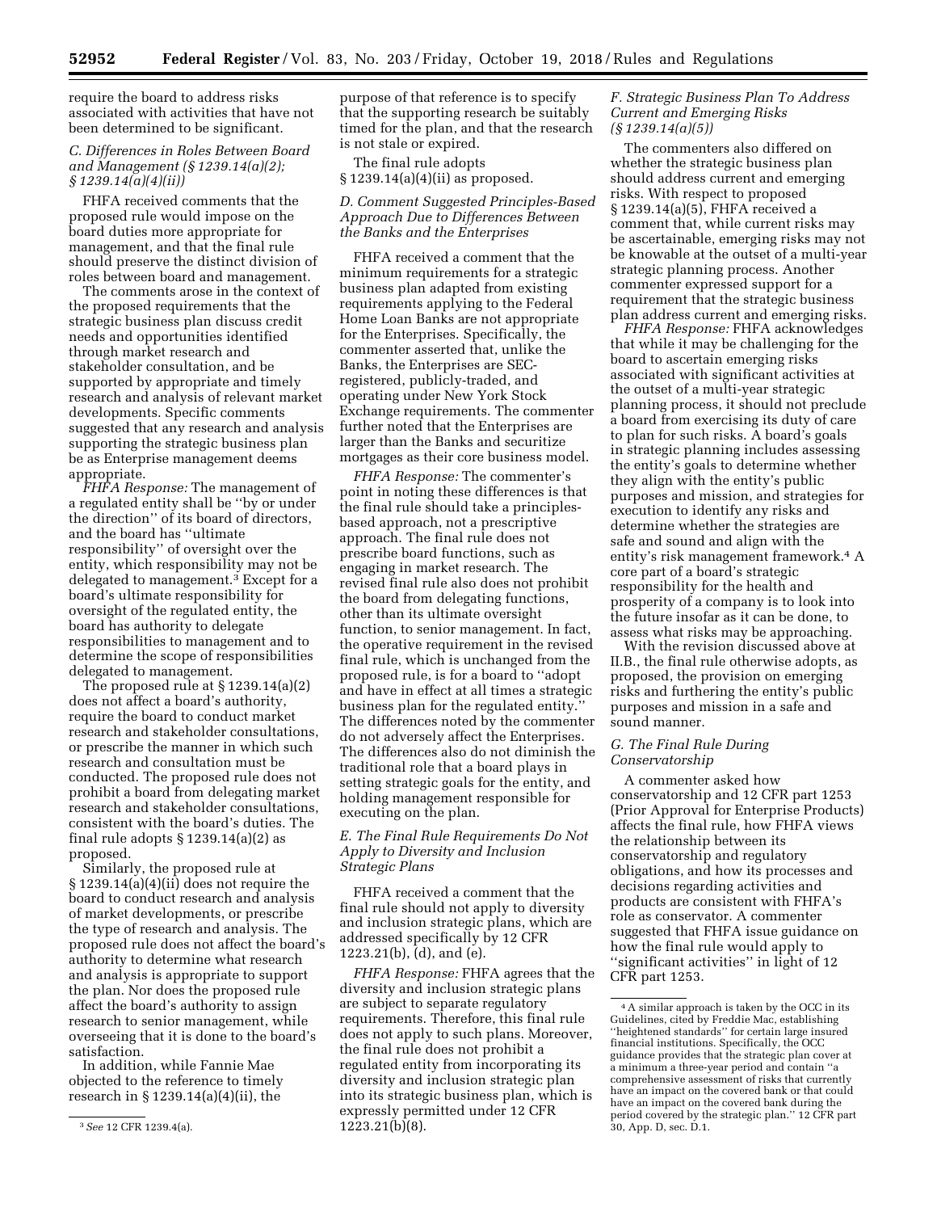require the board to address risks associated with activities that have not been determined to be significant.

### C. Differences in Roles Between Board and Management (§ 1239.14(a)(2); § 1239.14(a)(4)(ii))

FHFA received comments that the proposed rule would impose on the board duties more appropriate for management, and that the final rule should preserve the distinct division of roles between board and management.

The comments arose in the context of the proposed requirements that the strategic business plan discuss credit needs and opportunities identified through market research and stakeholder consultation, and be supported by appropriate and timely research and analysis of relevant market developments. Specific comments suggested that any research and analysis supporting the strategic business plan be as Enterprise management deems appropriate.

*FHFA Response:* The management of a regulated entity shall be ''by or under the direction'' of its board of directors, and the board has ''ultimate responsibility'' of oversight over the entity, which responsibility may not be delegated to management.[3] Except for a board's ultimate responsibility for oversight of the regulated entity, the board has authority to delegate responsibilities to management and to determine the scope of responsibilities delegated to management.

The proposed rule at § 1239.14(a)(2) does not affect a board's authority, require the board to conduct market research and stakeholder consultations, or prescribe the manner in which such research and consultation must be conducted. The proposed rule does not prohibit a board from delegating market research and stakeholder consultations, consistent with the board's duties. The final rule adopts § 1239.14(a)(2) as proposed.

Similarly, the proposed rule at § 1239.14(a)(4)(ii) does not require the board to conduct research and analysis of market developments, or prescribe the type of research and analysis. The proposed rule does not affect the board's authority to determine what research and analysis is appropriate to support the plan. Nor does the proposed rule affect the board's authority to assign research to senior management, while overseeing that it is done to the board's satisfaction.

In addition, while Fannie Mae objected to the reference to timely research in § 1239.14(a)(4)(ii), the purpose of that reference is to specify that the supporting research be suitably timed for the plan, and that the research is not stale or expired.

The final rule adopts § 1239.14(a)(4)(ii) as proposed.

### D. Comment Suggested Principles-Based Approach Due to Differences Between the Banks and the Enterprises

FHFA received a comment that the minimum requirements for a strategic business plan adapted from existing requirements applying to the Federal Home Loan Banks are not appropriate for the Enterprises. Specifically, the commenter asserted that, unlike the Banks, the Enterprises are SEC-registered, publicly-traded, and operating under New York Stock Exchange requirements. The commenter further noted that the Enterprises are larger than the Banks and securitize mortgages as their core business model.

*FHFA Response:* The commenter's point in noting these differences is that the final rule should take a principles-based approach, not a prescriptive approach. The final rule does not prescribe board functions, such as engaging in market research. The revised final rule also does not prohibit the board from delegating functions, other than its ultimate oversight function, to senior management. In fact, the operative requirement in the revised final rule, which is unchanged from the proposed rule, is for a board to ''adopt and have in effect at all times a strategic business plan for the regulated entity.'' The differences noted by the commenter do not adversely affect the Enterprises. The differences also do not diminish the traditional role that a board plays in setting strategic goals for the entity, and holding management responsible for executing on the plan.

### E. The Final Rule Requirements Do Not Apply to Diversity and Inclusion Strategic Plans

FHFA received a comment that the final rule should not apply to diversity and inclusion strategic plans, which are addressed specifically by 12 CFR 1223.21(b), (d), and (e).

*FHFA Response:* FHFA agrees that the diversity and inclusion strategic plans are subject to separate regulatory requirements. Therefore, this final rule does not apply to such plans. Moreover, the final rule does not prohibit a regulated entity from incorporating its diversity and inclusion strategic plan into its strategic business plan, which is expressly permitted under 12 CFR 1223.21(b)(8).

### F. Strategic Business Plan To Address Current and Emerging Risks (§ 1239.14(a)(5))

The commenters also differed on whether the strategic business plan should address current and emerging risks. With respect to proposed § 1239.14(a)(5), FHFA received a comment that, while current risks may be ascertainable, emerging risks may not be knowable at the outset of a multi-year strategic planning process. Another commenter expressed support for a requirement that the strategic business plan address current and emerging risks.

*FHFA Response:* FHFA acknowledges that while it may be challenging for the board to ascertain emerging risks associated with significant activities at the outset of a multi-year strategic planning process, it should not preclude a board from exercising its duty of care to plan for such risks. A board's goals in strategic planning includes assessing the entity's goals to determine whether they align with the entity's public purposes and mission, and strategies for execution to identify any risks and determine whether the strategies are safe and sound and align with the entity's risk management framework.[4] A core part of a board's strategic responsibility for the health and prosperity of a company is to look into the future insofar as it can be done, to assess what risks may be approaching.

With the revision discussed above at II.B., the final rule otherwise adopts, as proposed, the provision on emerging risks and furthering the entity's public purposes and mission in a safe and sound manner.

### G. The Final Rule During Conservatorship

A commenter asked how conservatorship and 12 CFR part 1253 (Prior Approval for Enterprise Products) affects the final rule, how FHFA views the relationship between its conservatorship and regulatory obligations, and how its processes and decisions regarding activities and products are consistent with FHFA's role as conservator. A commenter suggested that FHFA issue guidance on how the final rule would apply to ''significant activities'' in light of 12 CFR part 1253.

---

[3] *See* 12 CFR 1239.4(a).

[4] A similar approach is taken by the OCC in its Guidelines, cited by Freddie Mac, establishing ''heightened standards'' for certain large insured financial institutions. Specifically, the OCC guidance provides that the strategic plan cover at a minimum a three-year period and contain ''a comprehensive assessment of risks that currently have an impact on the covered bank or that could have an impact on the covered bank during the period covered by the strategic plan.'' 12 CFR part 30, App. D, sec. D.1.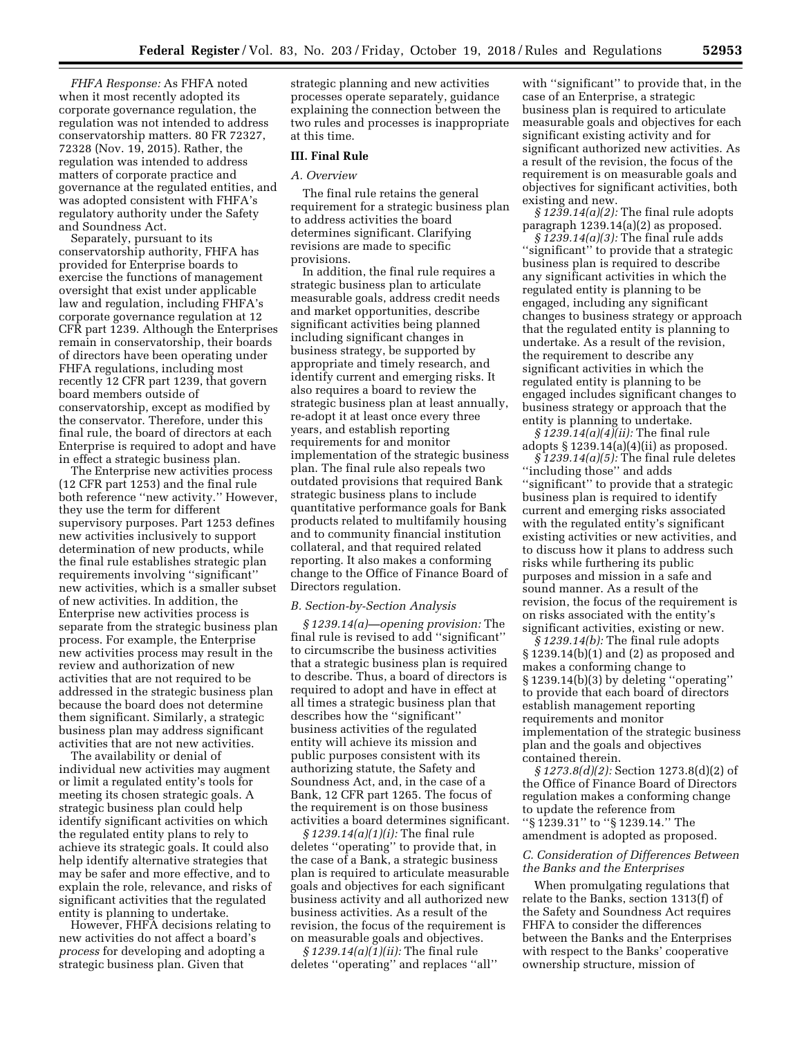*FHFA Response:* As FHFA noted when it most recently adopted its corporate governance regulation, the regulation was not intended to address conservatorship matters. 80 FR 72327, 72328 (Nov. 19, 2015). Rather, the regulation was intended to address matters of corporate practice and governance at the regulated entities, and was adopted consistent with FHFA's regulatory authority under the Safety and Soundness Act.

Separately, pursuant to its conservatorship authority, FHFA has provided for Enterprise boards to exercise the functions of management oversight that exist under applicable law and regulation, including FHFA's corporate governance regulation at 12 CFR part 1239. Although the Enterprises remain in conservatorship, their boards of directors have been operating under FHFA regulations, including most recently 12 CFR part 1239, that govern board members outside of conservatorship, except as modified by the conservator. Therefore, under this final rule, the board of directors at each Enterprise is required to adopt and have in effect a strategic business plan.

The Enterprise new activities process (12 CFR part 1253) and the final rule both reference ''new activity.'' However, they use the term for different supervisory purposes. Part 1253 defines new activities inclusively to support determination of new products, while the final rule establishes strategic plan requirements involving ''significant'' new activities, which is a smaller subset of new activities. In addition, the Enterprise new activities process is separate from the strategic business plan process. For example, the Enterprise new activities process may result in the review and authorization of new activities that are not required to be addressed in the strategic business plan because the board does not determine them significant. Similarly, a strategic business plan may address significant activities that are not new activities.

The availability or denial of individual new activities may augment or limit a regulated entity's tools for meeting its chosen strategic goals. A strategic business plan could help identify significant activities on which the regulated entity plans to rely to achieve its strategic goals. It could also help identify alternative strategies that may be safer and more effective, and to explain the role, relevance, and risks of significant activities that the regulated entity is planning to undertake.

However, FHFA decisions relating to new activities do not affect a board's *process* for developing and adopting a strategic business plan. Given that strategic planning and new activities processes operate separately, guidance explaining the connection between the two rules and processes is inappropriate at this time.

## III. Final Rule

### A. Overview

The final rule retains the general requirement for a strategic business plan to address activities the board determines significant. Clarifying revisions are made to specific provisions.

In addition, the final rule requires a strategic business plan to articulate measurable goals, address credit needs and market opportunities, describe significant activities being planned including significant changes in business strategy, be supported by appropriate and timely research, and identify current and emerging risks. It also requires a board to review the strategic business plan at least annually, re-adopt it at least once every three years, and establish reporting requirements for and monitor implementation of the strategic business plan. The final rule also repeals two outdated provisions that required Bank strategic business plans to include quantitative performance goals for Bank products related to multifamily housing and to community financial institution collateral, and that required related reporting. It also makes a conforming change to the Office of Finance Board of Directors regulation.

### B. Section-by-Section Analysis

*§ 1239.14(a)—opening provision:* The final rule is revised to add ''significant'' to circumscribe the business activities that a strategic business plan is required to describe. Thus, a board of directors is required to adopt and have in effect at all times a strategic business plan that describes how the ''significant'' business activities of the regulated entity will achieve its mission and public purposes consistent with its authorizing statute, the Safety and Soundness Act, and, in the case of a Bank, 12 CFR part 1265. The focus of the requirement is on those business activities a board determines significant.

*§ 1239.14(a)(1)(i):* The final rule deletes ''operating'' to provide that, in the case of a Bank, a strategic business plan is required to articulate measurable goals and objectives for each significant business activity and all authorized new business activities. As a result of the revision, the focus of the requirement is on measurable goals and objectives.

*§ 1239.14(a)(1)(ii):* The final rule deletes ''operating'' and replaces ''all'' with ''significant'' to provide that, in the case of an Enterprise, a strategic business plan is required to articulate measurable goals and objectives for each significant existing activity and for significant authorized new activities. As a result of the revision, the focus of the requirement is on measurable goals and objectives for significant activities, both existing and new.

*§ 1239.14(a)(2):* The final rule adopts paragraph 1239.14(a)(2) as proposed.

*§ 1239.14(a)(3):* The final rule adds ''significant'' to provide that a strategic business plan is required to describe any significant activities in which the regulated entity is planning to be engaged, including any significant changes to business strategy or approach that the regulated entity is planning to undertake. As a result of the revision, the requirement to describe any significant activities in which the regulated entity is planning to be engaged includes significant changes to business strategy or approach that the entity is planning to undertake.

*§ 1239.14(a)(4)(ii):* The final rule adopts § 1239.14(a)(4)(ii) as proposed.

*§ 1239.14(a)(5):* The final rule deletes ''including those'' and adds ''significant'' to provide that a strategic business plan is required to identify current and emerging risks associated with the regulated entity's significant existing activities or new activities, and to discuss how it plans to address such risks while furthering its public purposes and mission in a safe and sound manner. As a result of the revision, the focus of the requirement is on risks associated with the entity's significant activities, existing or new.

*§ 1239.14(b):* The final rule adopts § 1239.14(b)(1) and (2) as proposed and makes a conforming change to § 1239.14(b)(3) by deleting ''operating'' to provide that each board of directors establish management reporting requirements and monitor implementation of the strategic business plan and the goals and objectives contained therein.

*§ 1273.8(d)(2):* Section 1273.8(d)(2) of the Office of Finance Board of Directors regulation makes a conforming change to update the reference from ''§ 1239.31'' to ''§ 1239.14.'' The amendment is adopted as proposed.

### C. Consideration of Differences Between the Banks and the Enterprises

When promulgating regulations that relate to the Banks, section 1313(f) of the Safety and Soundness Act requires FHFA to consider the differences between the Banks and the Enterprises with respect to the Banks' cooperative ownership structure, mission of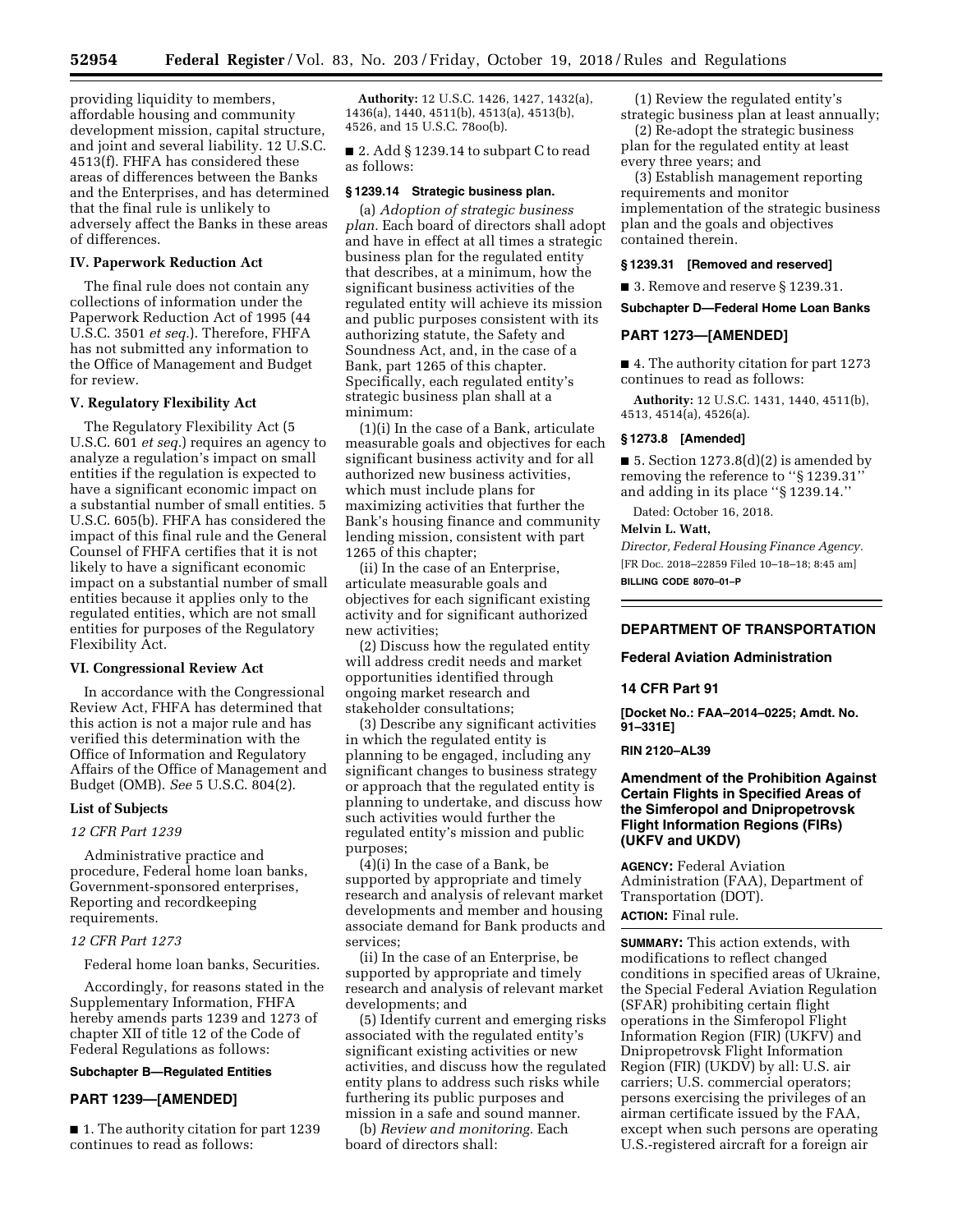providing liquidity to members, affordable housing and community development mission, capital structure, and joint and several liability. 12 U.S.C. 4513(f). FHFA has considered these areas of differences between the Banks and the Enterprises, and has determined that the final rule is unlikely to adversely affect the Banks in these areas of differences.

### IV. Paperwork Reduction Act

The final rule does not contain any collections of information under the Paperwork Reduction Act of 1995 (44 U.S.C. 3501 *et seq.*). Therefore, FHFA has not submitted any information to the Office of Management and Budget for review.

### V. Regulatory Flexibility Act

The Regulatory Flexibility Act (5 U.S.C. 601 *et seq.*) requires an agency to analyze a regulation's impact on small entities if the regulation is expected to have a significant economic impact on a substantial number of small entities. 5 U.S.C. 605(b). FHFA has considered the impact of this final rule and the General Counsel of FHFA certifies that it is not likely to have a significant economic impact on a substantial number of small entities because it applies only to the regulated entities, which are not small entities for purposes of the Regulatory Flexibility Act.

### VI. Congressional Review Act

In accordance with the Congressional Review Act, FHFA has determined that this action is not a major rule and has verified this determination with the Office of Information and Regulatory Affairs of the Office of Management and Budget (OMB). *See* 5 U.S.C. 804(2).

### List of Subjects

*12 CFR Part 1239*

Administrative practice and procedure, Federal home loan banks, Government-sponsored enterprises, Reporting and recordkeeping requirements.

*12 CFR Part 1273*

Federal home loan banks, Securities.

Accordingly, for reasons stated in the Supplementary Information, FHFA hereby amends parts 1239 and 1273 of chapter XII of title 12 of the Code of Federal Regulations as follows:

#### Subchapter B—Regulated Entities

### PART 1239—[AMENDED]

■ 1. The authority citation for part 1239 continues to read as follows:

**Authority:** 12 U.S.C. 1426, 1427, 1432(a), 1436(a), 1440, 4511(b), 4513(a), 4513(b), 4526, and 15 U.S.C. 78oo(b).

■ 2. Add § 1239.14 to subpart C to read as follows:

#### § 1239.14 Strategic business plan.

(a) *Adoption of strategic business plan.* Each board of directors shall adopt and have in effect at all times a strategic business plan for the regulated entity that describes, at a minimum, how the significant business activities of the regulated entity will achieve its mission and public purposes consistent with its authorizing statute, the Safety and Soundness Act, and, in the case of a Bank, part 1265 of this chapter. Specifically, each regulated entity's strategic business plan shall at a minimum:

(1)(i) In the case of a Bank, articulate measurable goals and objectives for each significant business activity and for all authorized new business activities, which must include plans for maximizing activities that further the Bank's housing finance and community lending mission, consistent with part 1265 of this chapter;

(ii) In the case of an Enterprise, articulate measurable goals and objectives for each significant existing activity and for significant authorized new activities;

(2) Discuss how the regulated entity will address credit needs and market opportunities identified through ongoing market research and stakeholder consultations;

(3) Describe any significant activities in which the regulated entity is planning to be engaged, including any significant changes to business strategy or approach that the regulated entity is planning to undertake, and discuss how such activities would further the regulated entity's mission and public purposes;

(4)(i) In the case of a Bank, be supported by appropriate and timely research and analysis of relevant market developments and member and housing associate demand for Bank products and services;

(ii) In the case of an Enterprise, be supported by appropriate and timely research and analysis of relevant market developments; and

(5) Identify current and emerging risks associated with the regulated entity's significant existing activities or new activities, and discuss how the regulated entity plans to address such risks while furthering its public purposes and mission in a safe and sound manner.

(b) *Review and monitoring.* Each board of directors shall:

(1) Review the regulated entity's strategic business plan at least annually;

(2) Re-adopt the strategic business plan for the regulated entity at least every three years; and

(3) Establish management reporting requirements and monitor implementation of the strategic business plan and the goals and objectives contained therein.

#### § 1239.31 [Removed and reserved]

■ 3. Remove and reserve § 1239.31.

#### Subchapter D—Federal Home Loan Banks

### PART 1273—[AMENDED]

■ 4. The authority citation for part 1273 continues to read as follows:

**Authority:** 12 U.S.C. 1431, 1440, 4511(b), 4513, 4514(a), 4526(a).

#### § 1273.8 [Amended]

■ 5. Section 1273.8(d)(2) is amended by removing the reference to "§ 1239.31" and adding in its place "§ 1239.14."

Dated: October 16, 2018.

**Melvin L. Watt,**

*Director, Federal Housing Finance Agency.*

[FR Doc. 2018–22859 Filed 10–18–18; 8:45 am]

**BILLING CODE 8070–01–P**

---

## DEPARTMENT OF TRANSPORTATION

### Federal Aviation Administration

### 14 CFR Part 91

**[Docket No.: FAA–2014–0225; Amdt. No. 91–331E]**

**RIN 2120–AL39**

### Amendment of the Prohibition Against Certain Flights in Specified Areas of the Simferopol and Dnipropetrovsk Flight Information Regions (FIRs) (UKFV and UKDV)

**AGENCY:** Federal Aviation Administration (FAA), Department of Transportation (DOT).

**ACTION:** Final rule.

**SUMMARY:** This action extends, with modifications to reflect changed conditions in specified areas of Ukraine, the Special Federal Aviation Regulation (SFAR) prohibiting certain flight operations in the Simferopol Flight Information Region (FIR) (UKFV) and Dnipropetrovsk Flight Information Region (FIR) (UKDV) by all: U.S. air carriers; U.S. commercial operators; persons exercising the privileges of an airman certificate issued by the FAA, except when such persons are operating U.S.-registered aircraft for a foreign air